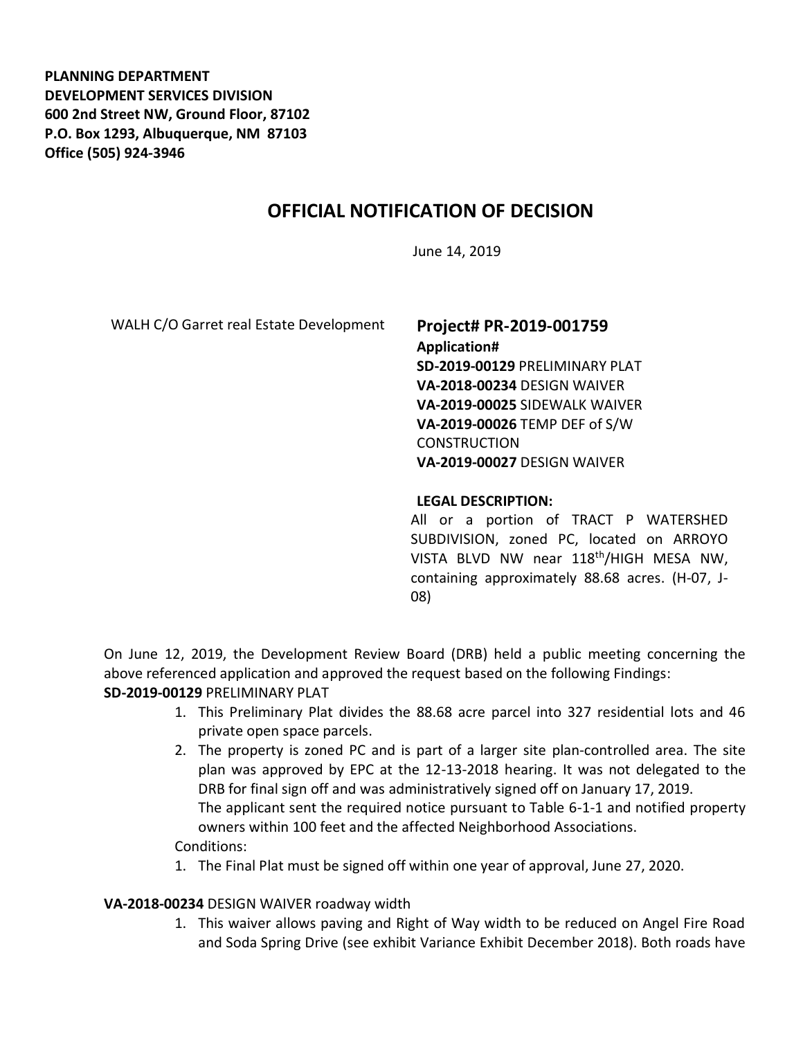**PLANNING DEPARTMENT**
**DEVELOPMENT SERVICES DIVISION**
**600 2nd Street NW, Ground Floor, 87102**
**P.O. Box 1293, Albuquerque, NM 87103**
**Office (505) 924-3946**

# OFFICIAL NOTIFICATION OF DECISION

June 14, 2019

WALH C/O Garret real Estate Development

**Project# PR-2019-001759**
**Application#**
**SD-2019-00129** PRELIMINARY PLAT
**VA-2018-00234** DESIGN WAIVER
**VA-2019-00025** SIDEWALK WAIVER
**VA-2019-00026** TEMP DEF of S/W CONSTRUCTION
**VA-2019-00027** DESIGN WAIVER

**LEGAL DESCRIPTION:**
All or a portion of TRACT P WATERSHED SUBDIVISION, zoned PC, located on ARROYO VISTA BLVD NW near 118th/HIGH MESA NW, containing approximately 88.68 acres. (H-07, J-08)

On June 12, 2019, the Development Review Board (DRB) held a public meeting concerning the above referenced application and approved the request based on the following Findings:

**SD-2019-00129** PRELIMINARY PLAT

1. This Preliminary Plat divides the 88.68 acre parcel into 327 residential lots and 46 private open space parcels.
2. The property is zoned PC and is part of a larger site plan-controlled area. The site plan was approved by EPC at the 12-13-2018 hearing. It was not delegated to the DRB for final sign off and was administratively signed off on January 17, 2019.
   The applicant sent the required notice pursuant to Table 6-1-1 and notified property owners within 100 feet and the affected Neighborhood Associations.

Conditions:

1. The Final Plat must be signed off within one year of approval, June 27, 2020.

**VA-2018-00234** DESIGN WAIVER roadway width

1. This waiver allows paving and Right of Way width to be reduced on Angel Fire Road and Soda Spring Drive (see exhibit Variance Exhibit December 2018). Both roads have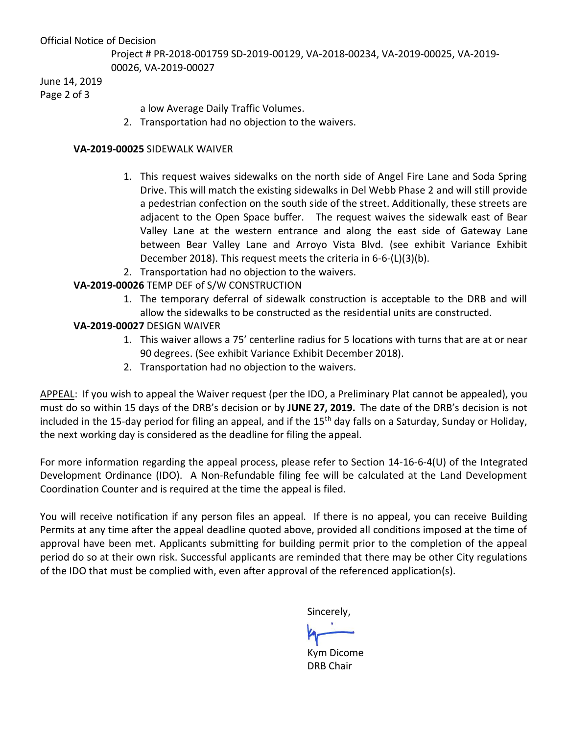a low Average Daily Traffic Volumes.

2. Transportation had no objection to the waivers.

**VA-2019-00025** SIDEWALK WAIVER

1. This request waives sidewalks on the north side of Angel Fire Lane and Soda Spring Drive. This will match the existing sidewalks in Del Webb Phase 2 and will still provide a pedestrian confection on the south side of the street. Additionally, these streets are adjacent to the Open Space buffer. The request waives the sidewalk east of Bear Valley Lane at the western entrance and along the east side of Gateway Lane between Bear Valley Lane and Arroyo Vista Blvd. (see exhibit Variance Exhibit December 2018). This request meets the criteria in 6-6-(L)(3)(b).
2. Transportation had no objection to the waivers.

**VA-2019-00026** TEMP DEF of S/W CONSTRUCTION

1. The temporary deferral of sidewalk construction is acceptable to the DRB and will allow the sidewalks to be constructed as the residential units are constructed.

**VA-2019-00027** DESIGN WAIVER

1. This waiver allows a 75' centerline radius for 5 locations with turns that are at or near 90 degrees. (See exhibit Variance Exhibit December 2018).
2. Transportation had no objection to the waivers.

APPEAL: If you wish to appeal the Waiver request (per the IDO, a Preliminary Plat cannot be appealed), you must do so within 15 days of the DRB's decision or by **JUNE 27, 2019.** The date of the DRB's decision is not included in the 15-day period for filing an appeal, and if the 15th day falls on a Saturday, Sunday or Holiday, the next working day is considered as the deadline for filing the appeal.

For more information regarding the appeal process, please refer to Section 14-16-6-4(U) of the Integrated Development Ordinance (IDO). A Non-Refundable filing fee will be calculated at the Land Development Coordination Counter and is required at the time the appeal is filed.

You will receive notification if any person files an appeal. If there is no appeal, you can receive Building Permits at any time after the appeal deadline quoted above, provided all conditions imposed at the time of approval have been met. Applicants submitting for building permit prior to the completion of the appeal period do so at their own risk. Successful applicants are reminded that there may be other City regulations of the IDO that must be complied with, even after approval of the referenced application(s).

Sincerely,

Kym Dicome
DRB Chair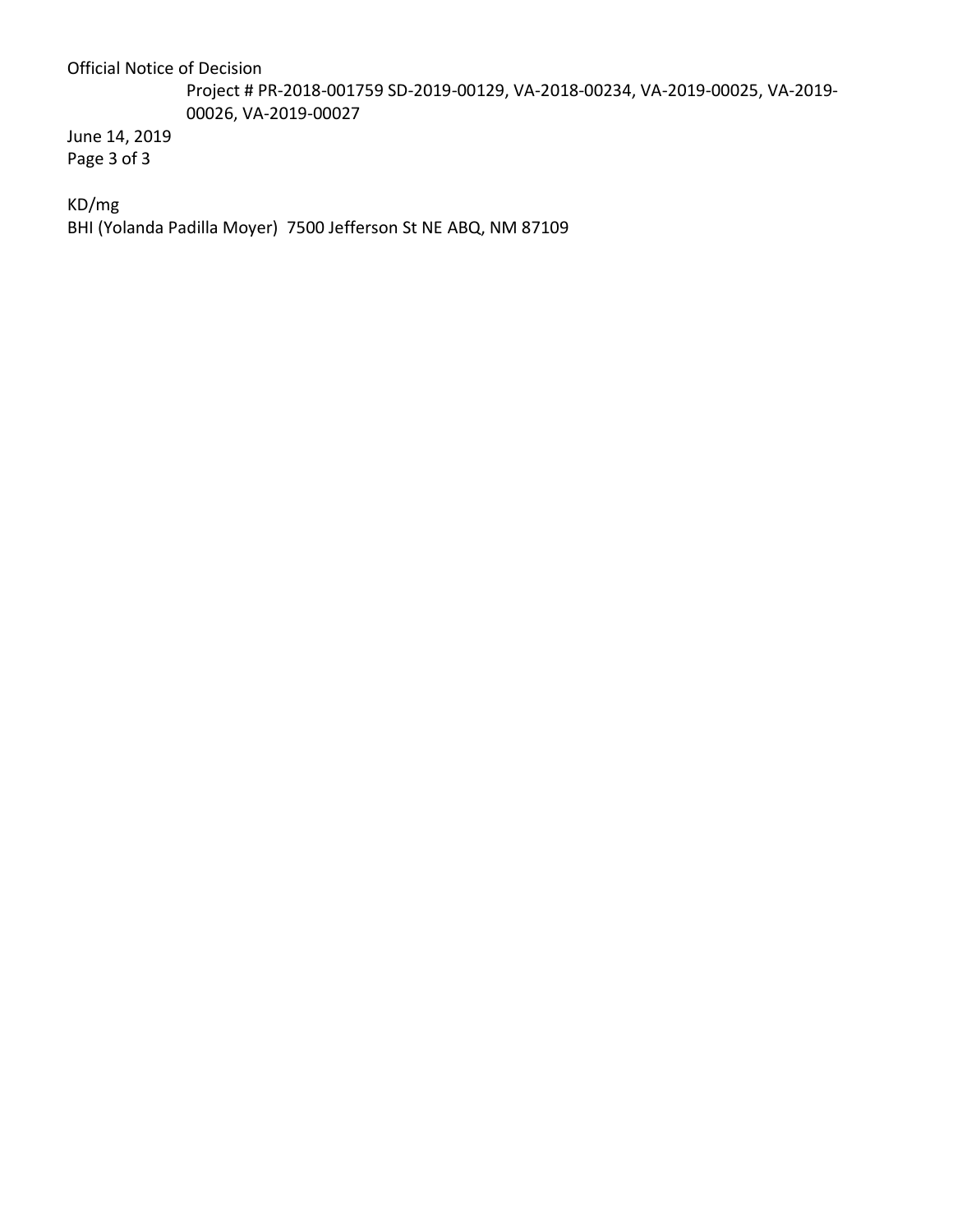KD/mg
BHI (Yolanda Padilla Moyer) 7500 Jefferson St NE ABQ, NM 87109